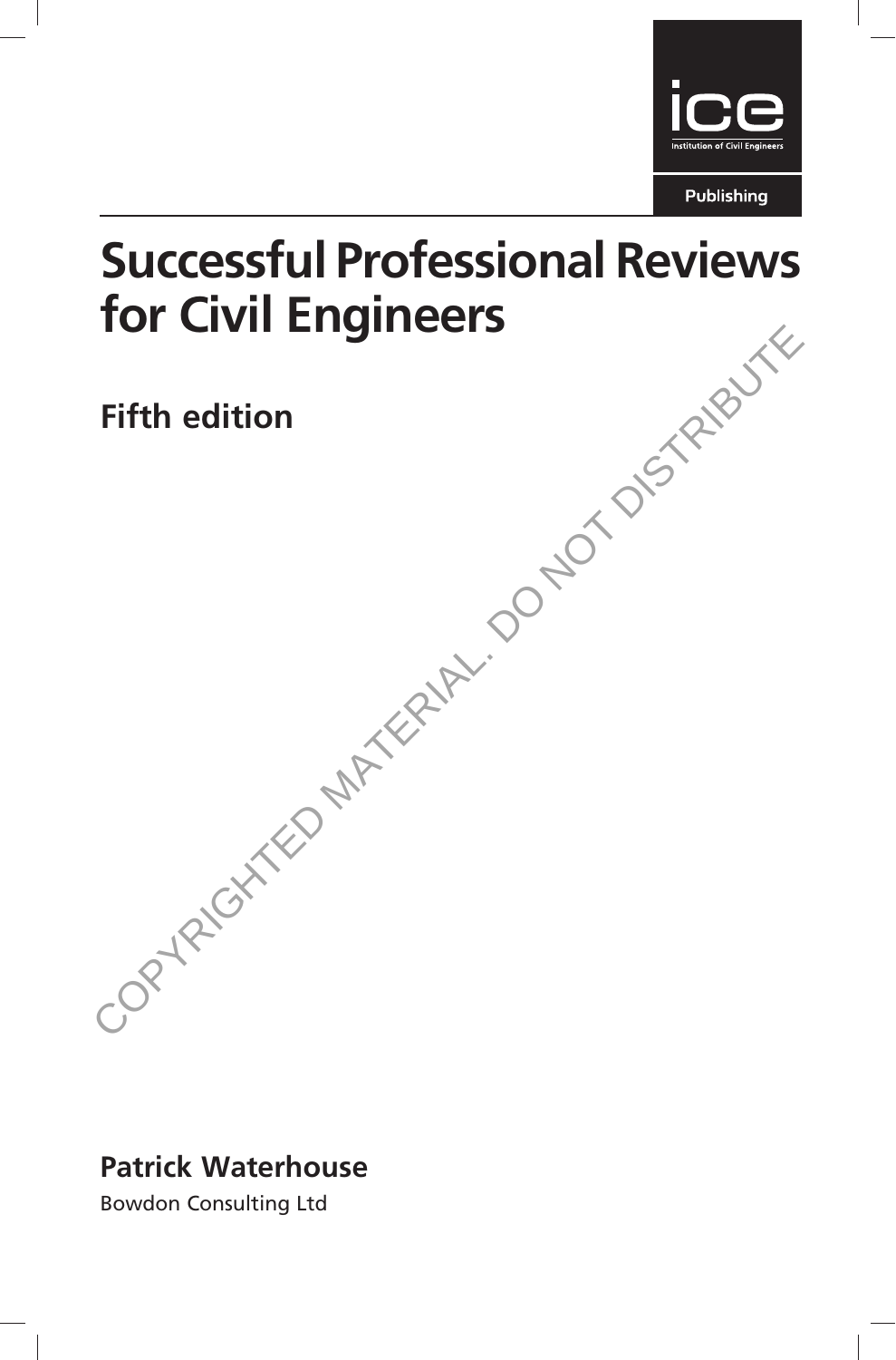ice

Institution of Civil Engineers

Publishing

# Successful Professional Reviews for Civil Engineers

## Fifth edition

COPYRIGHTED MATERIAL. DO NOT DISTRIBUTE

**Patrick Waterhouse**

Bowdon Consulting Ltd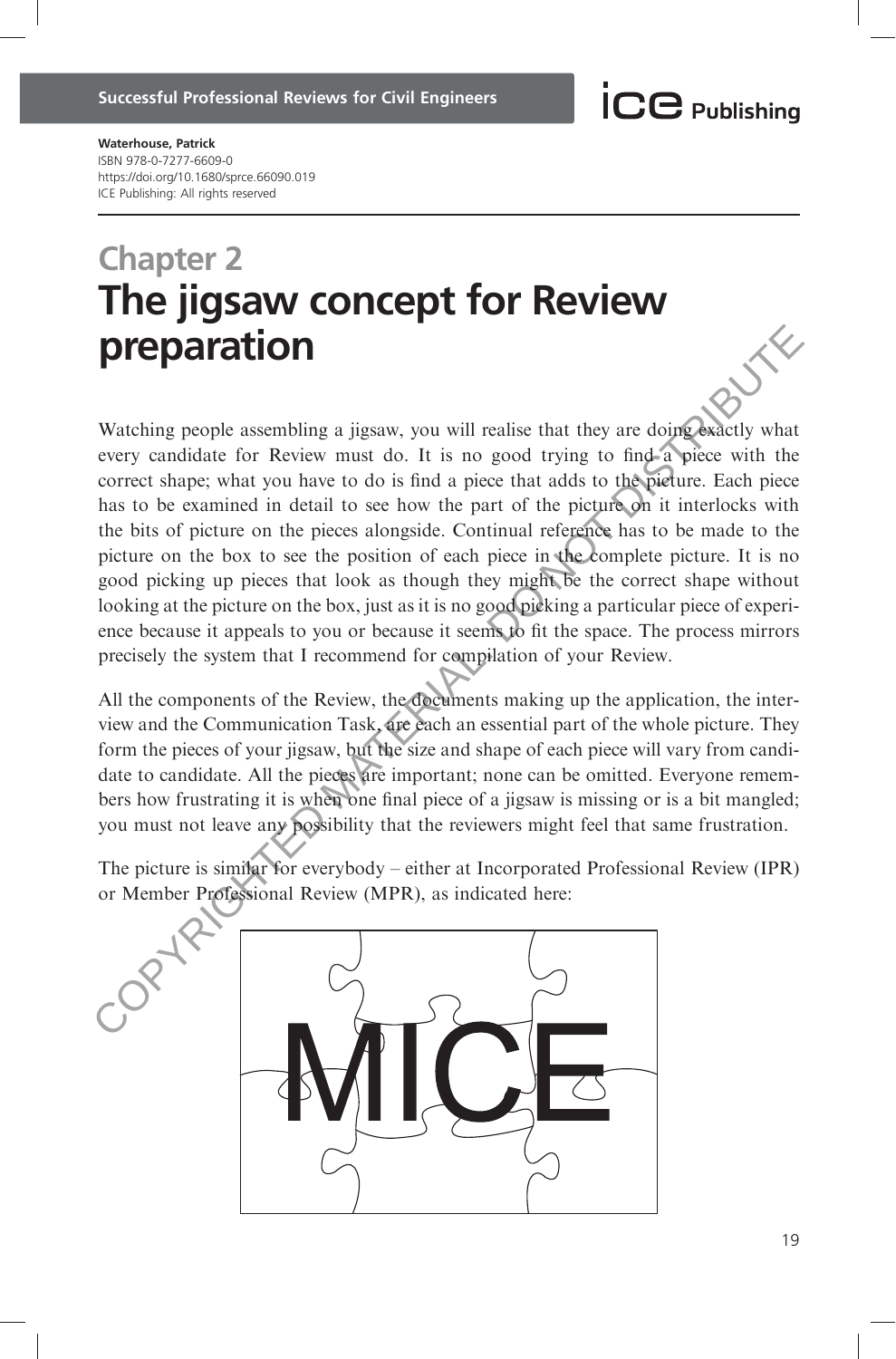Waterhouse, Patrick
ISBN 978-0-7277-6609-0
https://doi.org/10.1680/sprce.66090.019
ICE Publishing: All rights reserved

# Chapter 2
# The jigsaw concept for Review preparation

Watching people assembling a jigsaw, you will realise that they are doing exactly what every candidate for Review must do. It is no good trying to find a piece with the correct shape; what you have to do is find a piece that adds to the picture. Each piece has to be examined in detail to see how the part of the picture on it interlocks with the bits of picture on the pieces alongside. Continual reference has to be made to the picture on the box to see the position of each piece in the complete picture. It is no good picking up pieces that look as though they might be the correct shape without looking at the picture on the box, just as it is no good picking a particular piece of experience because it appeals to you or because it seems to fit the space. The process mirrors precisely the system that I recommend for compilation of your Review.

All the components of the Review, the documents making up the application, the interview and the Communication Task, are each an essential part of the whole picture. They form the pieces of your jigsaw, but the size and shape of each piece will vary from candidate to candidate. All the pieces are important; none can be omitted. Everyone remembers how frustrating it is when one final piece of a jigsaw is missing or is a bit mangled; you must not leave any possibility that the reviewers might feel that same frustration.

The picture is similar for everybody – either at Incorporated Professional Review (IPR) or Member Professional Review (MPR), as indicated here:

MICE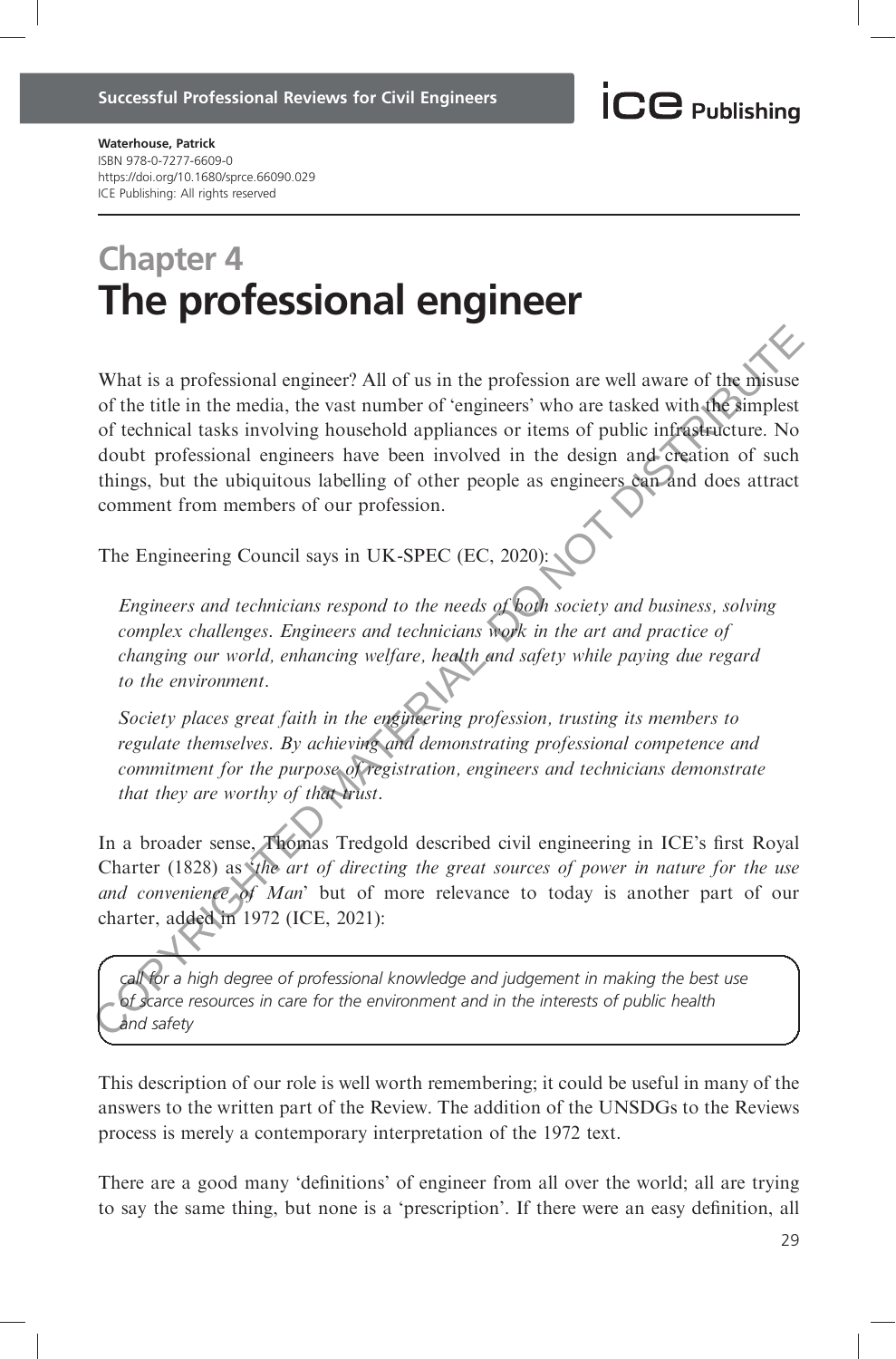**Waterhouse, Patrick**
ISBN 978-0-7277-6609-0
https://doi.org/10.1680/sprce.66090.029
ICE Publishing: All rights reserved

# Chapter 4
# The professional engineer

What is a professional engineer? All of us in the profession are well aware of the misuse of the title in the media, the vast number of 'engineers' who are tasked with the simplest of technical tasks involving household appliances or items of public infrastructure. No doubt professional engineers have been involved in the design and creation of such things, but the ubiquitous labelling of other people as engineers can and does attract comment from members of our profession.

The Engineering Council says in UK-SPEC (EC, 2020):

> *Engineers and technicians respond to the needs of both society and business, solving complex challenges. Engineers and technicians work in the art and practice of changing our world, enhancing welfare, health and safety while paying due regard to the environment.*
>
> *Society places great faith in the engineering profession, trusting its members to regulate themselves. By achieving and demonstrating professional competence and commitment for the purpose of registration, engineers and technicians demonstrate that they are worthy of that trust.*

In a broader sense, Thomas Tredgold described civil engineering in ICE's first Royal Charter (1828) as '*the art of directing the great sources of power in nature for the use and convenience of Man*' but of more relevance to today is another part of our charter, added in 1972 (ICE, 2021):

> *call for a high degree of professional knowledge and judgement in making the best use of scarce resources in care for the environment and in the interests of public health and safety*

This description of our role is well worth remembering; it could be useful in many of the answers to the written part of the Review. The addition of the UNSDGs to the Reviews process is merely a contemporary interpretation of the 1972 text.

There are a good many 'definitions' of engineer from all over the world; all are trying to say the same thing, but none is a 'prescription'. If there were an easy definition, all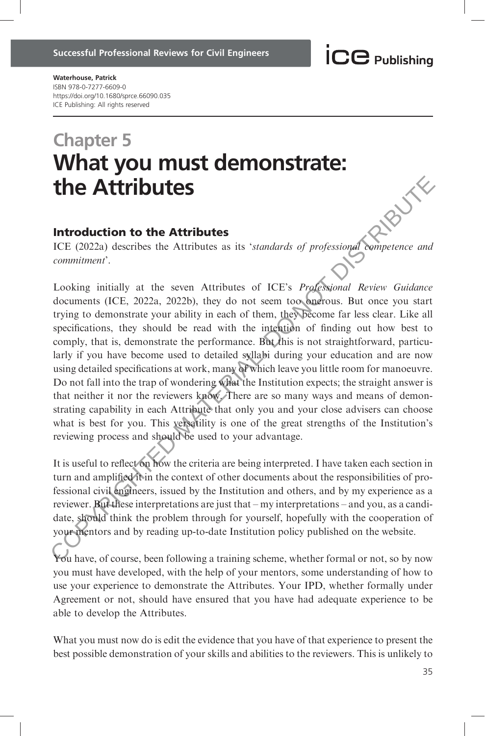**Waterhouse, Patrick**
ISBN 978-0-7277-6609-0
https://doi.org/10.1680/sprce.66090.035
ICE Publishing: All rights reserved

# Chapter 5
# What you must demonstrate: the Attributes

## Introduction to the Attributes

ICE (2022a) describes the Attributes as its '*standards of professional competence and commitment*'.

Looking initially at the seven Attributes of ICE's *Professional Review Guidance* documents (ICE, 2022a, 2022b), they do not seem too onerous. But once you start trying to demonstrate your ability in each of them, they become far less clear. Like all specifications, they should be read with the intention of finding out how best to comply, that is, demonstrate the performance. But this is not straightforward, particularly if you have become used to detailed syllabi during your education and are now using detailed specifications at work, many of which leave you little room for manoeuvre. Do not fall into the trap of wondering what the Institution expects; the straight answer is that neither it nor the reviewers know. There are so many ways and means of demonstrating capability in each Attribute that only you and your close advisers can choose what is best for you. This versatility is one of the great strengths of the Institution's reviewing process and should be used to your advantage.

It is useful to reflect on how the criteria are being interpreted. I have taken each section in turn and amplified it in the context of other documents about the responsibilities of professional civil engineers, issued by the Institution and others, and by my experience as a reviewer. But these interpretations are just that – my interpretations – and you, as a candidate, should think the problem through for yourself, hopefully with the cooperation of your mentors and by reading up-to-date Institution policy published on the website.

You have, of course, been following a training scheme, whether formal or not, so by now you must have developed, with the help of your mentors, some understanding of how to use your experience to demonstrate the Attributes. Your IPD, whether formally under Agreement or not, should have ensured that you have had adequate experience to be able to develop the Attributes.

What you must now do is edit the evidence that you have of that experience to present the best possible demonstration of your skills and abilities to the reviewers. This is unlikely to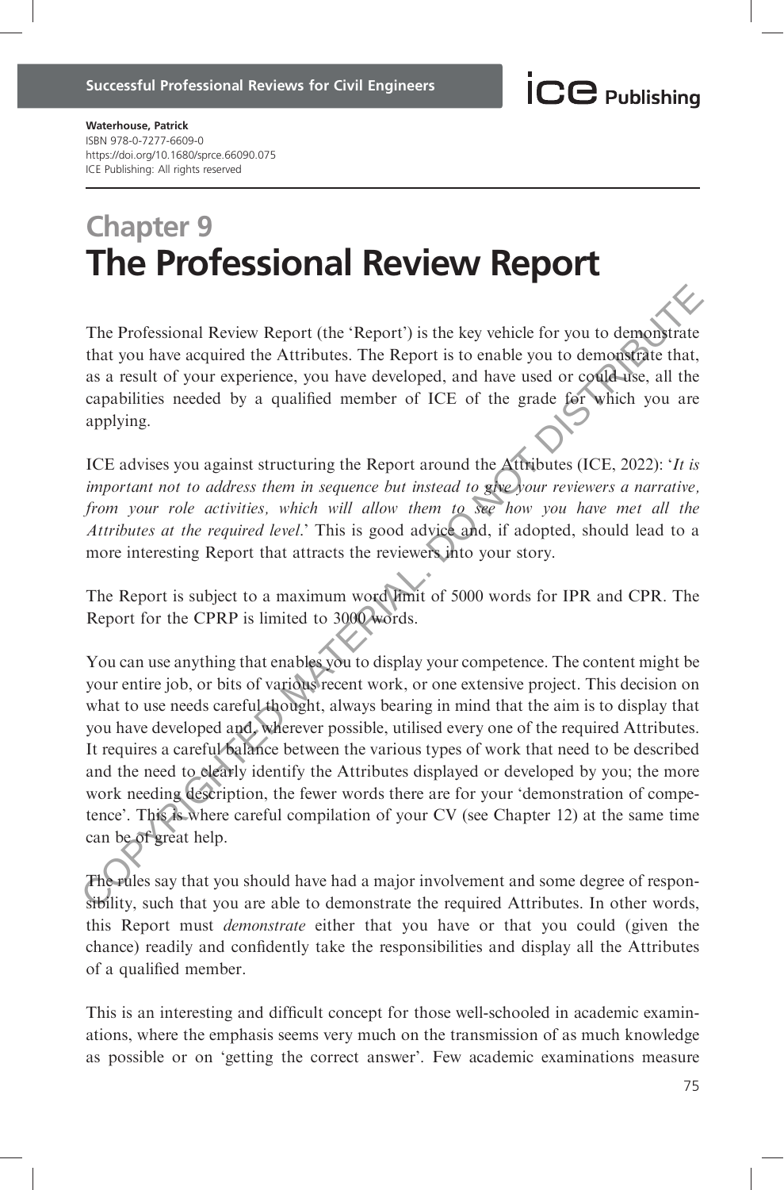Waterhouse, Patrick
ISBN 978-0-7277-6609-0
https://doi.org/10.1680/sprce.66090.075
ICE Publishing: All rights reserved

# Chapter 9
# The Professional Review Report

The Professional Review Report (the 'Report') is the key vehicle for you to demonstrate that you have acquired the Attributes. The Report is to enable you to demonstrate that, as a result of your experience, you have developed, and have used or could use, all the capabilities needed by a qualified member of ICE of the grade for which you are applying.

ICE advises you against structuring the Report around the Attributes (ICE, 2022): '*It is important not to address them in sequence but instead to give your reviewers a narrative, from your role activities, which will allow them to see how you have met all the Attributes at the required level*.' This is good advice and, if adopted, should lead to a more interesting Report that attracts the reviewers into your story.

The Report is subject to a maximum word limit of 5000 words for IPR and CPR. The Report for the CPRP is limited to 3000 words.

You can use anything that enables you to display your competence. The content might be your entire job, or bits of various recent work, or one extensive project. This decision on what to use needs careful thought, always bearing in mind that the aim is to display that you have developed and, wherever possible, utilised every one of the required Attributes. It requires a careful balance between the various types of work that need to be described and the need to clearly identify the Attributes displayed or developed by you; the more work needing description, the fewer words there are for your 'demonstration of competence'. This is where careful compilation of your CV (see Chapter 12) at the same time can be of great help.

The rules say that you should have had a major involvement and some degree of responsibility, such that you are able to demonstrate the required Attributes. In other words, this Report must *demonstrate* either that you have or that you could (given the chance) readily and confidently take the responsibilities and display all the Attributes of a qualified member.

This is an interesting and difficult concept for those well-schooled in academic examinations, where the emphasis seems very much on the transmission of as much knowledge as possible or on 'getting the correct answer'. Few academic examinations measure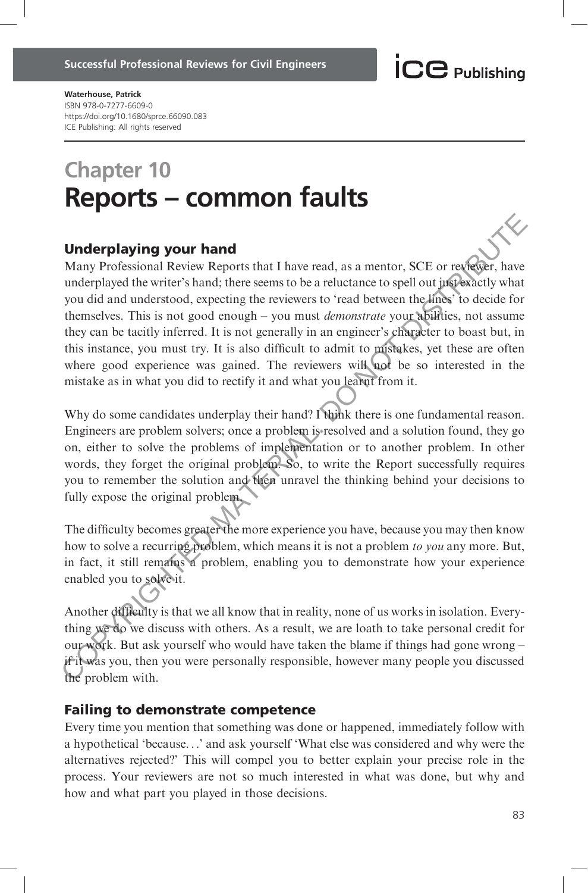Successful Professional Reviews for Civil Engineers

Waterhouse, Patrick
ISBN 978-0-7277-6609-0
https://doi.org/10.1680/sprce.66090.083
ICE Publishing: All rights reserved

# Chapter 10
# Reports – common faults

## Underplaying your hand

Many Professional Review Reports that I have read, as a mentor, SCE or reviewer, have underplayed the writer's hand; there seems to be a reluctance to spell out just exactly what you did and understood, expecting the reviewers to 'read between the lines' to decide for themselves. This is not good enough – you must *demonstrate* your abilities, not assume they can be tacitly inferred. It is not generally in an engineer's character to boast but, in this instance, you must try. It is also difficult to admit to mistakes, yet these are often where good experience was gained. The reviewers will not be so interested in the mistake as in what you did to rectify it and what you learnt from it.

Why do some candidates underplay their hand? I think there is one fundamental reason. Engineers are problem solvers; once a problem is resolved and a solution found, they go on, either to solve the problems of implementation or to another problem. In other words, they forget the original problem. So, to write the Report successfully requires you to remember the solution and then unravel the thinking behind your decisions to fully expose the original problem.

The difficulty becomes greater the more experience you have, because you may then know how to solve a recurring problem, which means it is not a problem *to you* any more. But, in fact, it still remains a problem, enabling you to demonstrate how your experience enabled you to solve it.

Another difficulty is that we all know that in reality, none of us works in isolation. Everything we do we discuss with others. As a result, we are loath to take personal credit for our work. But ask yourself who would have taken the blame if things had gone wrong – if it was you, then you were personally responsible, however many people you discussed the problem with.

## Failing to demonstrate competence

Every time you mention that something was done or happened, immediately follow with a hypothetical 'because...' and ask yourself 'What else was considered and why were the alternatives rejected?' This will compel you to better explain your precise role in the process. Your reviewers are not so much interested in what was done, but why and how and what part you played in those decisions.